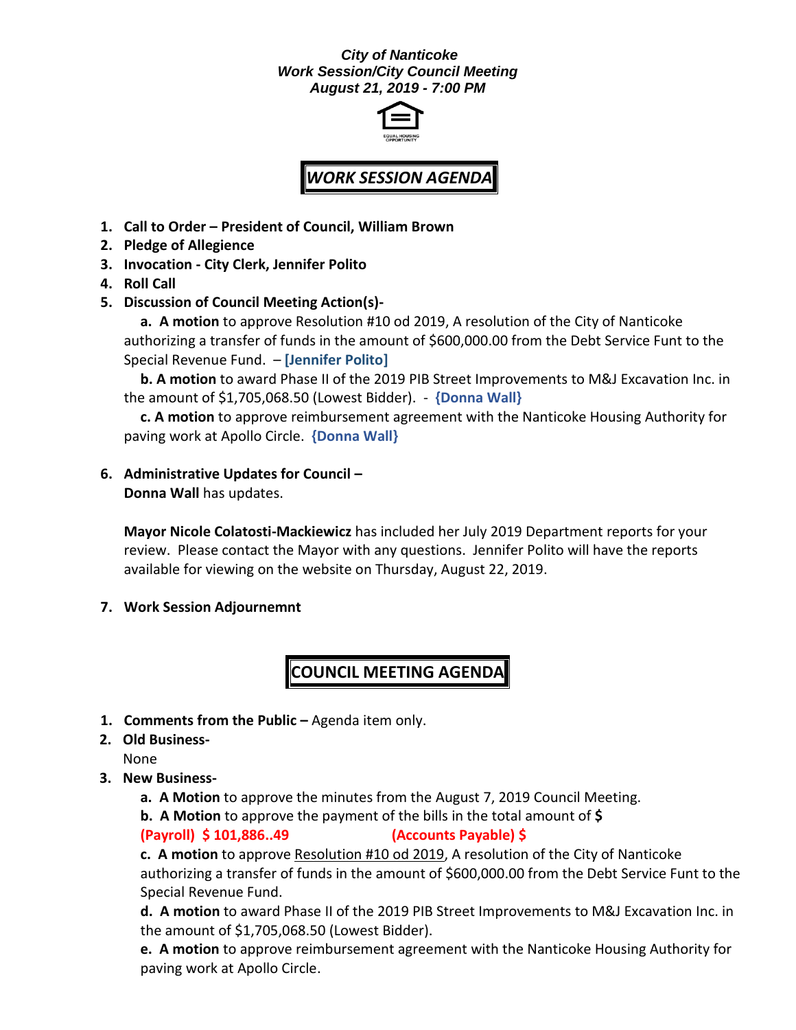***City of Nanticoke***
***Work Session/City Council Meeting***
***August 21, 2019 - 7:00 PM***

## *WORK SESSION AGENDA*

1. **Call to Order – President of Council, William Brown**
2. **Pledge of Allegience**
3. **Invocation - City Clerk, Jennifer Polito**
4. **Roll Call**
5. **Discussion of Council Meeting Action(s)-**

   **a. A motion** to approve Resolution #10 od 2019, A resolution of the City of Nanticoke authorizing a transfer of funds in the amount of $600,000.00 from the Debt Service Funt to the Special Revenue Fund. – **[Jennifer Polito]**

   **b. A motion** to award Phase II of the 2019 PIB Street Improvements to M&J Excavation Inc. in the amount of $1,705,068.50 (Lowest Bidder). - **{Donna Wall}**

   **c. A motion** to approve reimbursement agreement with the Nanticoke Housing Authority for paving work at Apollo Circle. **{Donna Wall}**

6. **Administrative Updates for Council –**
   **Donna Wall** has updates.

   **Mayor Nicole Colatosti-Mackiewicz** has included her July 2019 Department reports for your review. Please contact the Mayor with any questions. Jennifer Polito will have the reports available for viewing on the website on Thursday, August 22, 2019.

7. **Work Session Adjournemnt**

## COUNCIL MEETING AGENDA

1. **Comments from the Public –** Agenda item only.
2. **Old Business-**
   None
3. **New Business-**

   **a. A Motion** to approve the minutes from the August 7, 2019 Council Meeting.

   **b. A Motion** to approve the payment of the bills in the total amount of **$**
   **(Payroll) $ 101,886..49** **(Accounts Payable) $**

   **c. A motion** to approve Resolution #10 od 2019, A resolution of the City of Nanticoke authorizing a transfer of funds in the amount of $600,000.00 from the Debt Service Funt to the Special Revenue Fund.

   **d. A motion** to award Phase II of the 2019 PIB Street Improvements to M&J Excavation Inc. in the amount of $1,705,068.50 (Lowest Bidder).

   **e. A motion** to approve reimbursement agreement with the Nanticoke Housing Authority for paving work at Apollo Circle.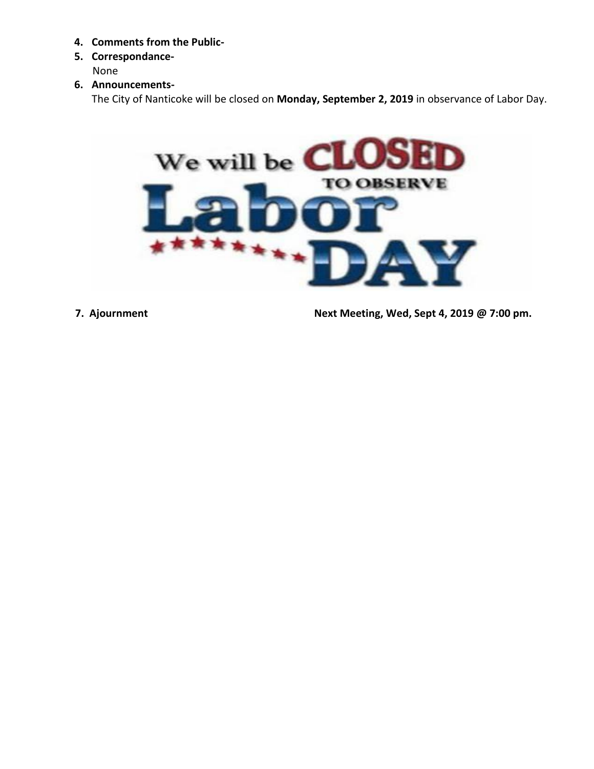4. **Comments from the Public-**
5. **Correspondance-**
   None
6. **Announcements-**
   The City of Nanticoke will be closed on **Monday, September 2, 2019** in observance of Labor Day.

We will be CLOSED
TO OBSERVE
Labor
DAY

7. **Ajournment** **Next Meeting, Wed, Sept 4, 2019 @ 7:00 pm.**